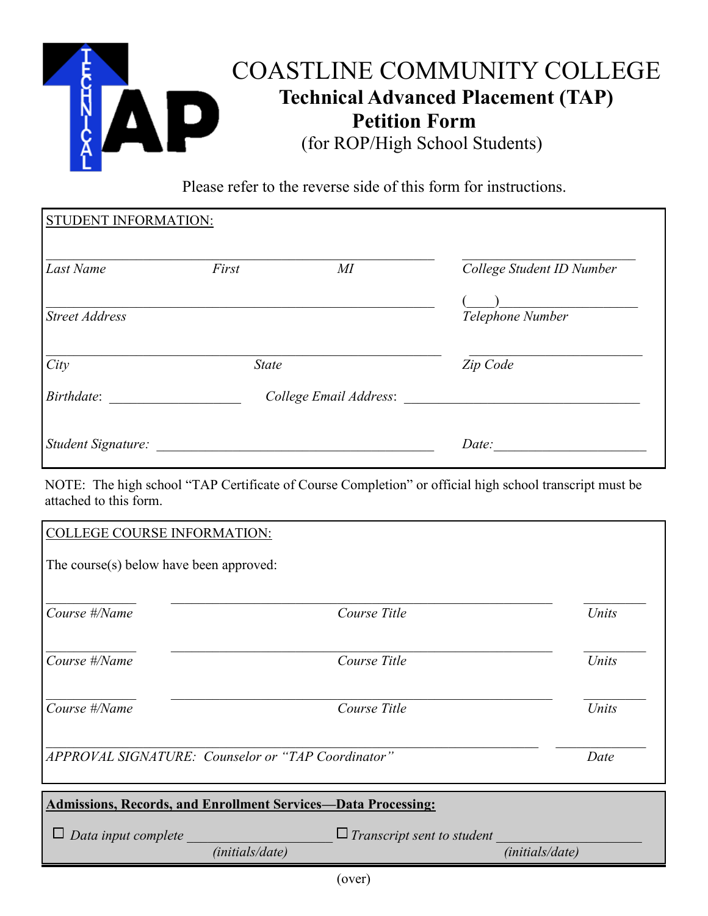TECHNICAL TAP

# COASTLINE COMMUNITY COLLEGE

## Technical Advanced Placement (TAP)

## Petition Form

(for ROP/High School Students)

Please refer to the reverse side of this form for instructions.

---

STUDENT INFORMATION:

_______________________________________________ &nbsp;&nbsp;&nbsp; _____________________

*Last Name* &nbsp;&nbsp;&nbsp; *First* &nbsp;&nbsp;&nbsp; *MI* &nbsp;&nbsp;&nbsp; *College Student ID Number*

_______________________________________________ &nbsp;&nbsp;&nbsp; (____)_______________

*Street Address* &nbsp;&nbsp;&nbsp; *Telephone Number*

_______________________________________________ &nbsp;&nbsp;&nbsp; _____________________

*City* &nbsp;&nbsp;&nbsp; *State* &nbsp;&nbsp;&nbsp; *Zip Code*

*Birthdate*: _______________ &nbsp;&nbsp;&nbsp; *College Email Address*: ___________________________

*Student Signature:* _______________________________ &nbsp;&nbsp;&nbsp; *Date:*_______________

---

NOTE: The high school "TAP Certificate of Course Completion" or official high school transcript must be attached to this form.

---

COLLEGE COURSE INFORMATION:

The course(s) below have been approved:

__________ &nbsp;&nbsp;&nbsp; ______________________________________ &nbsp;&nbsp;&nbsp; ________

*Course #/Name* &nbsp;&nbsp;&nbsp; *Course Title* &nbsp;&nbsp;&nbsp; *Units*

__________ &nbsp;&nbsp;&nbsp; ______________________________________ &nbsp;&nbsp;&nbsp; ________

*Course #/Name* &nbsp;&nbsp;&nbsp; *Course Title* &nbsp;&nbsp;&nbsp; *Units*

__________ &nbsp;&nbsp;&nbsp; ______________________________________ &nbsp;&nbsp;&nbsp; ________

*Course #/Name* &nbsp;&nbsp;&nbsp; *Course Title* &nbsp;&nbsp;&nbsp; *Units*

_______________________________________________ &nbsp;&nbsp;&nbsp; __________

*APPROVAL SIGNATURE: Counselor or "TAP Coordinator"* &nbsp;&nbsp;&nbsp; *Date*

---

**Admissions, Records, and Enrollment Services—Data Processing:**

☐ *Data input complete* _________________ &nbsp;&nbsp;&nbsp; ☐ *Transcript sent to student* _________________

*(initials/date)* &nbsp;&nbsp;&nbsp; *(initials/date)*

(over)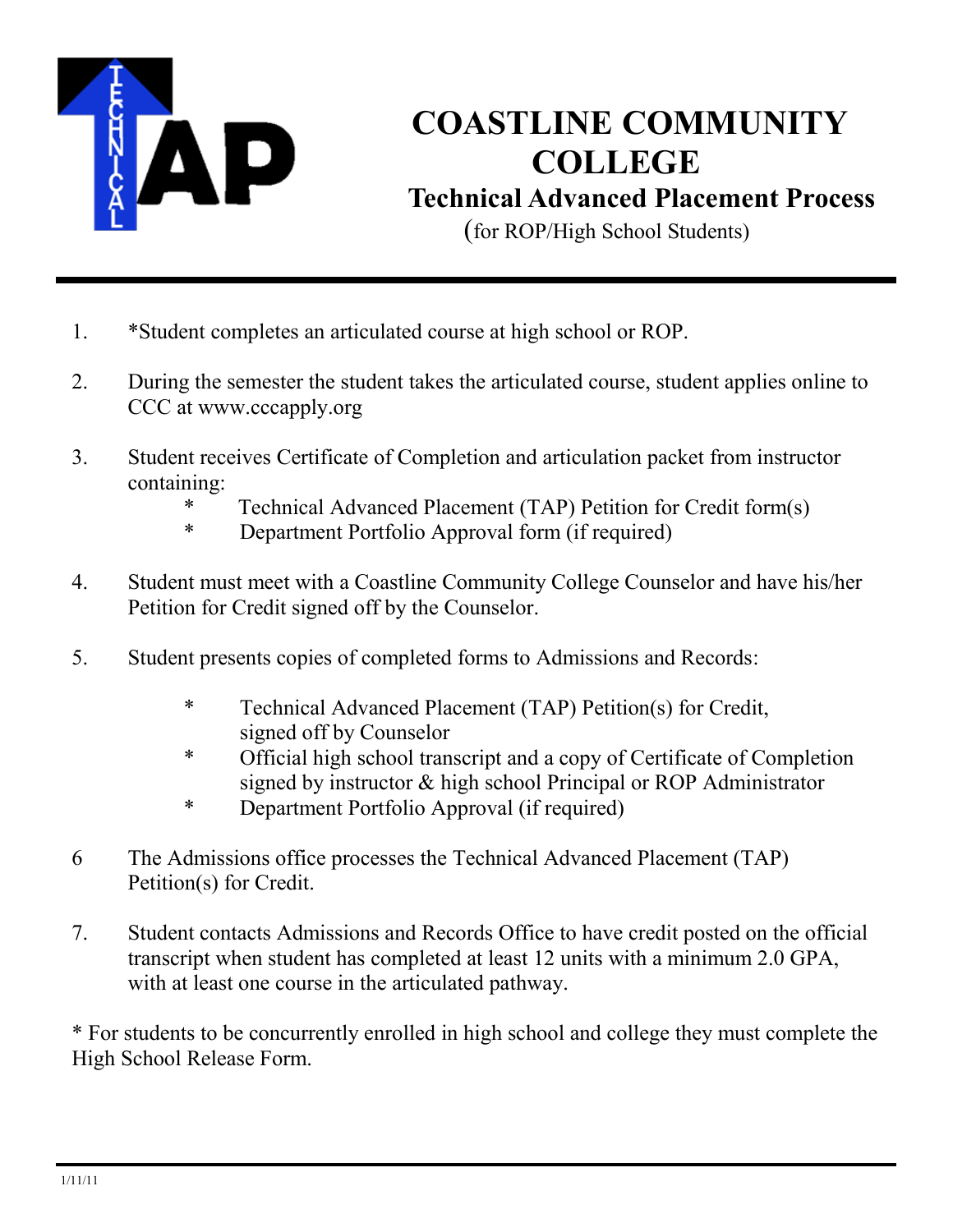TAP

TECHNICAL

# COASTLINE COMMUNITY COLLEGE

## Technical Advanced Placement Process

(for ROP/High School Students)

1. *Student completes an articulated course at high school or ROP.

2. During the semester the student takes the articulated course, student applies online to CCC at www.cccapply.org

3. Student receives Certificate of Completion and articulation packet from instructor containing:
   - Technical Advanced Placement (TAP) Petition for Credit form(s)
   - Department Portfolio Approval form (if required)

4. Student must meet with a Coastline Community College Counselor and have his/her Petition for Credit signed off by the Counselor.

5. Student presents copies of completed forms to Admissions and Records:
   - Technical Advanced Placement (TAP) Petition(s) for Credit, signed off by Counselor
   - Official high school transcript and a copy of Certificate of Completion signed by instructor & high school Principal or ROP Administrator
   - Department Portfolio Approval (if required)

6. The Admissions office processes the Technical Advanced Placement (TAP) Petition(s) for Credit.

7. Student contacts Admissions and Records Office to have credit posted on the official transcript when student has completed at least 12 units with a minimum 2.0 GPA, with at least one course in the articulated pathway.

* For students to be concurrently enrolled in high school and college they must complete the High School Release Form.

1/11/11